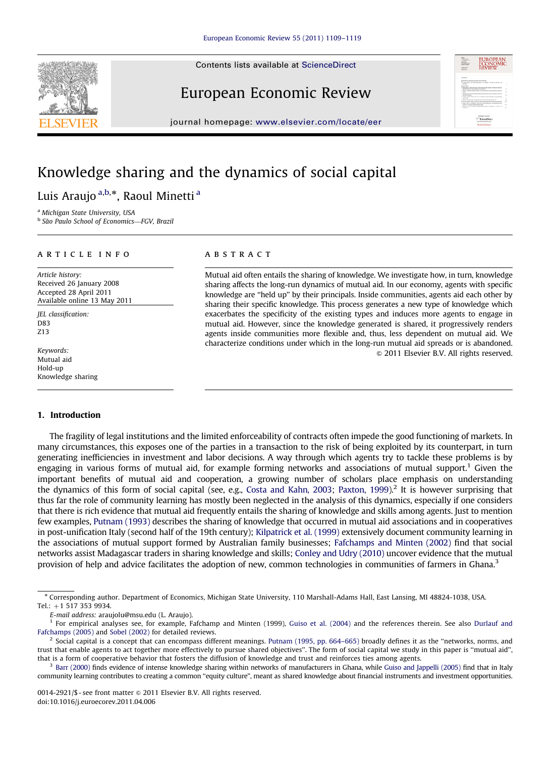# Knowledge sharing and the dynamics of social capital

Luis Araujo [a,b,*], Raoul Minetti [a]

[a] Michigan State University, USA

[b] São Paulo School of Economics—FGV, Brazil

**ARTICLE INFO**

*Article history:*
Received 26 January 2008
Accepted 28 April 2011
Available online 13 May 2011

*JEL classification:*
D83
Z13

*Keywords:*
Mutual aid
Hold-up
Knowledge sharing

**ABSTRACT**

Mutual aid often entails the sharing of knowledge. We investigate how, in turn, knowledge sharing affects the long-run dynamics of mutual aid. In our economy, agents with specific knowledge are "held up" by their principals. Inside communities, agents aid each other by sharing their specific knowledge. This process generates a new type of knowledge which exacerbates the specificity of the existing types and induces more agents to engage in mutual aid. However, since the knowledge generated is shared, it progressively renders agents inside communities more flexible and, thus, less dependent on mutual aid. We characterize conditions under which in the long-run mutual aid spreads or is abandoned.

© 2011 Elsevier B.V. All rights reserved.

## 1. Introduction

The fragility of legal institutions and the limited enforceability of contracts often impede the good functioning of markets. In many circumstances, this exposes one of the parties in a transaction to the risk of being exploited by its counterpart, in turn generating inefficiencies in investment and labor decisions. A way through which agents try to tackle these problems is by engaging in various forms of mutual aid, for example forming networks and associations of mutual support.[1] Given the important benefits of mutual aid and cooperation, a growing number of scholars place emphasis on understanding the dynamics of this form of social capital (see, e.g., Costa and Kahn, 2003; Paxton, 1999).[2] It is however surprising that thus far the role of community learning has mostly been neglected in the analysis of this dynamics, especially if one considers that there is rich evidence that mutual aid frequently entails the sharing of knowledge and skills among agents. Just to mention few examples, Putnam (1993) describes the sharing of knowledge that occurred in mutual aid associations and in cooperatives in post-unification Italy (second half of the 19th century); Kilpatrick et al. (1999) extensively document community learning in the associations of mutual support formed by Australian family businesses; Fafchamps and Minten (2002) find that social networks assist Madagascar traders in sharing knowledge and skills; Conley and Udry (2010) uncover evidence that the mutual provision of help and advice facilitates the adoption of new, common technologies in communities of farmers in Ghana.[3]

---

* Corresponding author. Department of Economics, Michigan State University, 110 Marshall-Adams Hall, East Lansing, MI 48824-1038, USA. Tel.: +1 517 353 9934.

*E-mail address:* araujolu@msu.edu (L. Araujo).

[1] For empirical analyses see, for example, Fafchamp and Minten (1999), Guiso et al. (2004) and the references therein. See also Durlauf and Fafchamps (2005) and Sobel (2002) for detailed reviews.

[2] Social capital is a concept that can encompass different meanings. Putnam (1995, pp. 664–665) broadly defines it as the "networks, norms, and trust that enable agents to act together more effectively to pursue shared objectives". The form of social capital we study in this paper is "mutual aid", that is a form of cooperative behavior that fosters the diffusion of knowledge and trust and reinforces ties among agents.

[3] Barr (2000) finds evidence of intense knowledge sharing within networks of manufacturers in Ghana, while Guiso and Jappelli (2005) find that in Italy community learning contributes to creating a common "equity culture", meant as shared knowledge about financial instruments and investment opportunities.

0014-2921/$ - see front matter © 2011 Elsevier B.V. All rights reserved.
doi:10.1016/j.euroecorev.2011.04.006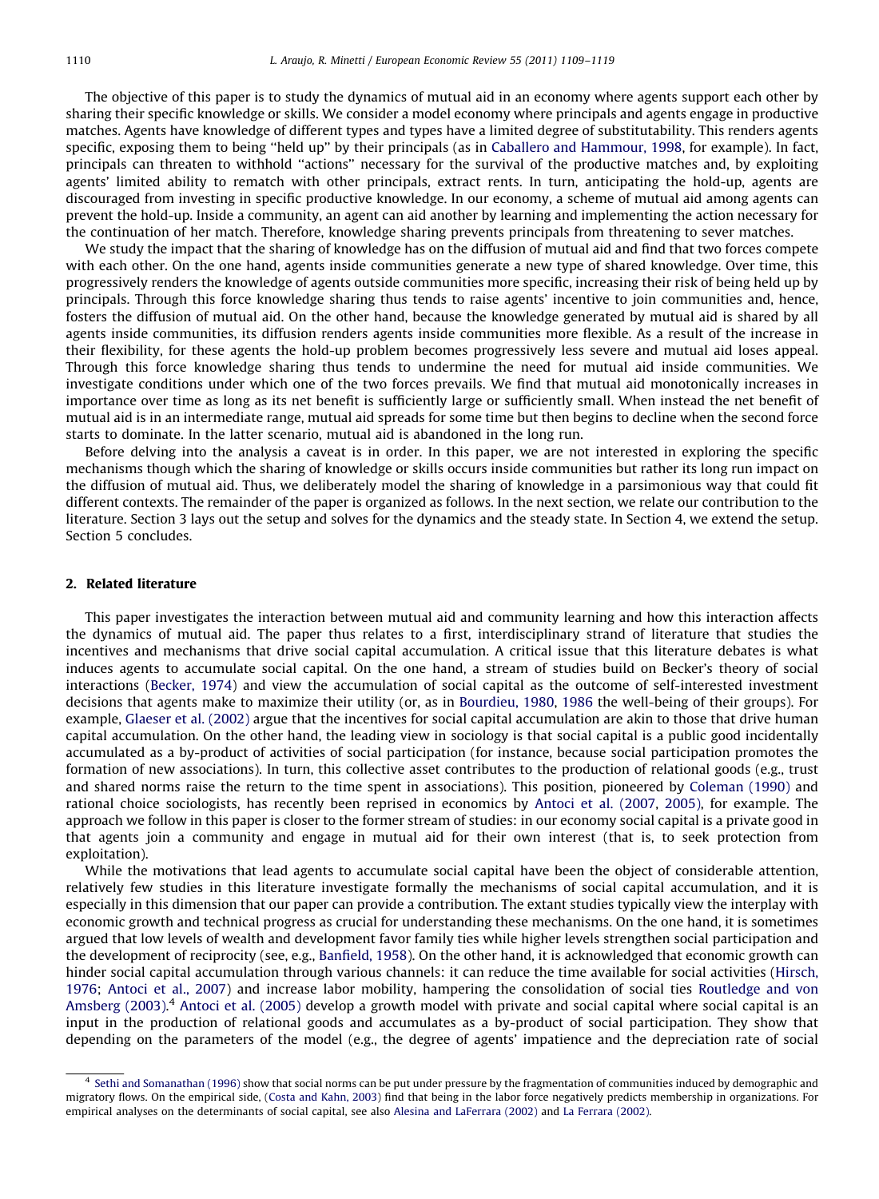The objective of this paper is to study the dynamics of mutual aid in an economy where agents support each other by sharing their specific knowledge or skills. We consider a model economy where principals and agents engage in productive matches. Agents have knowledge of different types and types have a limited degree of substitutability. This renders agents specific, exposing them to being "held up" by their principals (as in Caballero and Hammour, 1998, for example). In fact, principals can threaten to withhold "actions" necessary for the survival of the productive matches and, by exploiting agents' limited ability to rematch with other principals, extract rents. In turn, anticipating the hold-up, agents are discouraged from investing in specific productive knowledge. In our economy, a scheme of mutual aid among agents can prevent the hold-up. Inside a community, an agent can aid another by learning and implementing the action necessary for the continuation of her match. Therefore, knowledge sharing prevents principals from threatening to sever matches.

We study the impact that the sharing of knowledge has on the diffusion of mutual aid and find that two forces compete with each other. On the one hand, agents inside communities generate a new type of shared knowledge. Over time, this progressively renders the knowledge of agents outside communities more specific, increasing their risk of being held up by principals. Through this force knowledge sharing thus tends to raise agents' incentive to join communities and, hence, fosters the diffusion of mutual aid. On the other hand, because the knowledge generated by mutual aid is shared by all agents inside communities, its diffusion renders agents inside communities more flexible. As a result of the increase in their flexibility, for these agents the hold-up problem becomes progressively less severe and mutual aid loses appeal. Through this force knowledge sharing thus tends to undermine the need for mutual aid inside communities. We investigate conditions under which one of the two forces prevails. We find that mutual aid monotonically increases in importance over time as long as its net benefit is sufficiently large or sufficiently small. When instead the net benefit of mutual aid is in an intermediate range, mutual aid spreads for some time but then begins to decline when the second force starts to dominate. In the latter scenario, mutual aid is abandoned in the long run.

Before delving into the analysis a caveat is in order. In this paper, we are not interested in exploring the specific mechanisms though which the sharing of knowledge or skills occurs inside communities but rather its long run impact on the diffusion of mutual aid. Thus, we deliberately model the sharing of knowledge in a parsimonious way that could fit different contexts. The remainder of the paper is organized as follows. In the next section, we relate our contribution to the literature. Section 3 lays out the setup and solves for the dynamics and the steady state. In Section 4, we extend the setup. Section 5 concludes.

## 2. Related literature

This paper investigates the interaction between mutual aid and community learning and how this interaction affects the dynamics of mutual aid. The paper thus relates to a first, interdisciplinary strand of literature that studies the incentives and mechanisms that drive social capital accumulation. A critical issue that this literature debates is what induces agents to accumulate social capital. On the one hand, a stream of studies build on Becker's theory of social interactions (Becker, 1974) and view the accumulation of social capital as the outcome of self-interested investment decisions that agents make to maximize their utility (or, as in Bourdieu, 1980, 1986 the well-being of their groups). For example, Glaeser et al. (2002) argue that the incentives for social capital accumulation are akin to those that drive human capital accumulation. On the other hand, the leading view in sociology is that social capital is a public good incidentally accumulated as a by-product of activities of social participation (for instance, because social participation promotes the formation of new associations). In turn, this collective asset contributes to the production of relational goods (e.g., trust and shared norms raise the return to the time spent in associations). This position, pioneered by Coleman (1990) and rational choice sociologists, has recently been reprised in economics by Antoci et al. (2007, 2005), for example. The approach we follow in this paper is closer to the former stream of studies: in our economy social capital is a private good in that agents join a community and engage in mutual aid for their own interest (that is, to seek protection from exploitation).

While the motivations that lead agents to accumulate social capital have been the object of considerable attention, relatively few studies in this literature investigate formally the mechanisms of social capital accumulation, and it is especially in this dimension that our paper can provide a contribution. The extant studies typically view the interplay with economic growth and technical progress as crucial for understanding these mechanisms. On the one hand, it is sometimes argued that low levels of wealth and development favor family ties while higher levels strengthen social participation and the development of reciprocity (see, e.g., Banfield, 1958). On the other hand, it is acknowledged that economic growth can hinder social capital accumulation through various channels: it can reduce the time available for social activities (Hirsch, 1976; Antoci et al., 2007) and increase labor mobility, hampering the consolidation of social ties Routledge and von Amsberg (2003).[4] Antoci et al. (2005) develop a growth model with private and social capital where social capital is an input in the production of relational goods and accumulates as a by-product of social participation. They show that depending on the parameters of the model (e.g., the degree of agents' impatience and the depreciation rate of social

[4] Sethi and Somanathan (1996) show that social norms can be put under pressure by the fragmentation of communities induced by demographic and migratory flows. On the empirical side, (Costa and Kahn, 2003) find that being in the labor force negatively predicts membership in organizations. For empirical analyses on the determinants of social capital, see also Alesina and LaFerrara (2002) and La Ferrara (2002).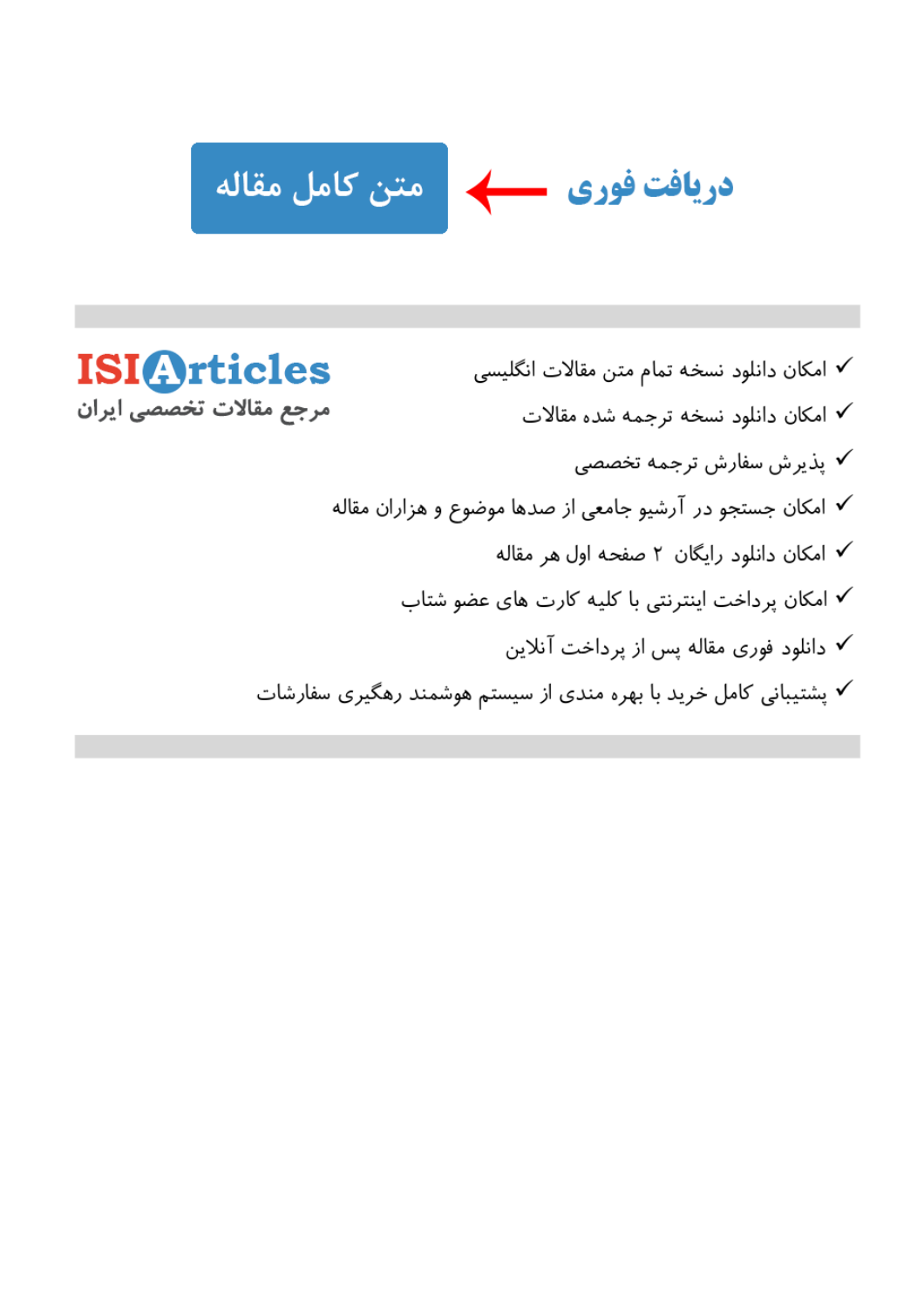**دریافت فوری** ← **متن کامل مقاله**

**ISIArticles**
مرجع مقالات تخصصی ایران

- ✓ امکان دانلود نسخه تمام متن مقالات انگلیسی
- ✓ امکان دانلود نسخه ترجمه شده مقالات
- ✓ پذیرش سفارش ترجمه تخصصی
- ✓ امکان جستجو در آرشیو جامعی از صدها موضوع و هزاران مقاله
- ✓ امکان دانلود رایگان ۲ صفحه اول هر مقاله
- ✓ امکان پرداخت اینترنتی با کلیه کارت های عضو شتاب
- ✓ دانلود فوری مقاله پس از پرداخت آنلاین
- ✓ پشتیبانی کامل خرید با بهره مندی از سیستم هوشمند رهگیری سفارشات